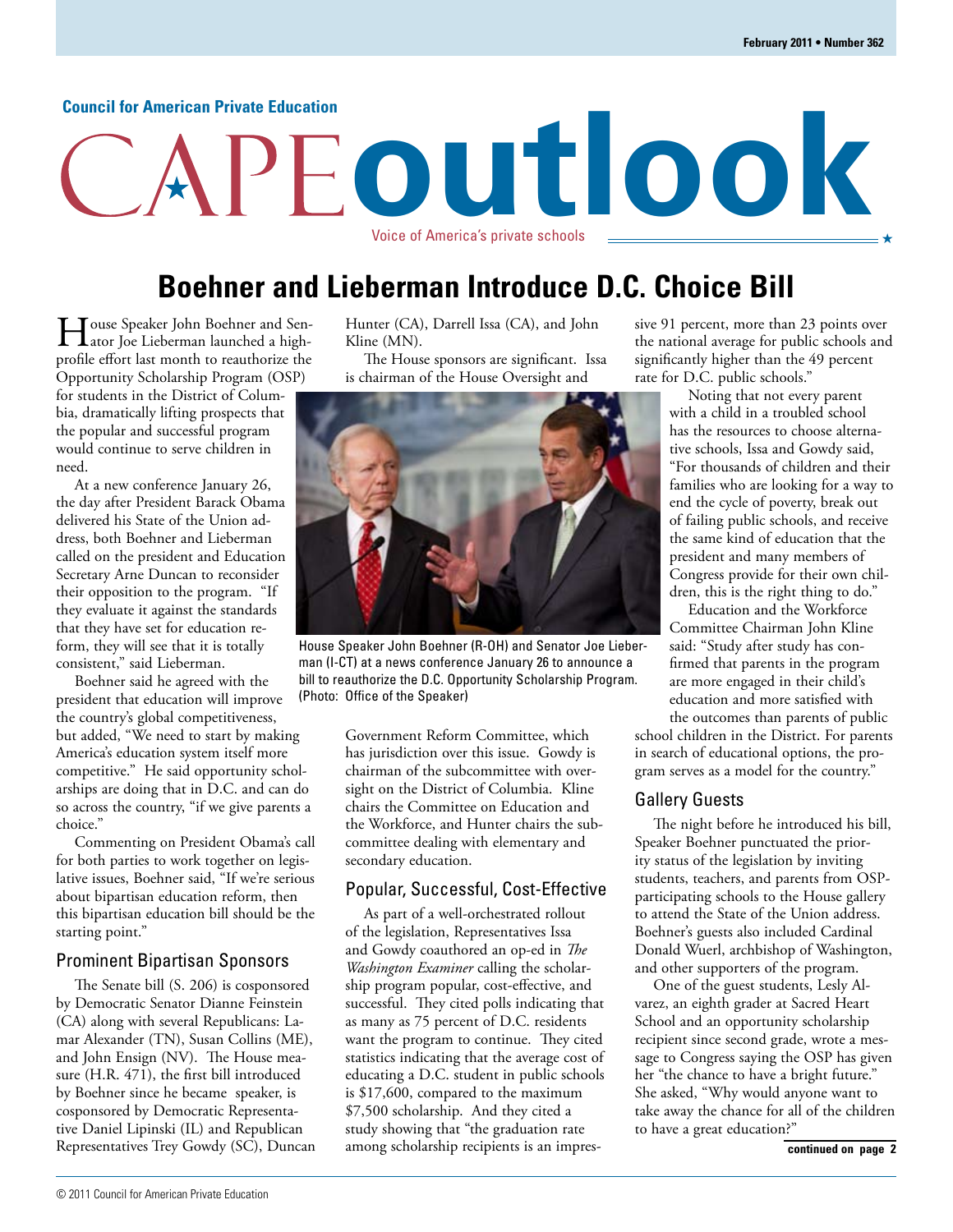Council for American Private Education

# CAPE outlook

Voice of America's private schools

## Boehner and Lieberman Introduce D.C. Choice Bill

House Speaker John Boehner and Senator Joe Lieberman launched a high-profile effort last month to reauthorize the Opportunity Scholarship Program (OSP) for students in the District of Columbia, dramatically lifting prospects that the popular and successful program would continue to serve children in need.

At a new conference January 26, the day after President Barack Obama delivered his State of the Union address, both Boehner and Lieberman called on the president and Education Secretary Arne Duncan to reconsider their opposition to the program. "If they evaluate it against the standards that they have set for education reform, they will see that it is totally consistent," said Lieberman.

Boehner said he agreed with the president that education will improve the country's global competitiveness, but added, "We need to start by making America's education system itself more competitive." He said opportunity scholarships are doing that in D.C. and can do so across the country, "if we give parents a choice."

Commenting on President Obama's call for both parties to work together on legislative issues, Boehner said, "If we're serious about bipartisan education reform, then this bipartisan education bill should be the starting point."

### Prominent Bipartisan Sponsors

The Senate bill (S. 206) is cosponsored by Democratic Senator Dianne Feinstein (CA) along with several Republicans: Lamar Alexander (TN), Susan Collins (ME), and John Ensign (NV). The House measure (H.R. 471), the first bill introduced by Boehner since he became speaker, is cosponsored by Democratic Representative Daniel Lipinski (IL) and Republican Representatives Trey Gowdy (SC), Duncan Hunter (CA), Darrell Issa (CA), and John Kline (MN).

The House sponsors are significant. Issa is chairman of the House Oversight and Government Reform Committee, which has jurisdiction over this issue. Gowdy is chairman of the subcommittee with oversight on the District of Columbia. Kline chairs the Committee on Education and the Workforce, and Hunter chairs the subcommittee dealing with elementary and secondary education.

House Speaker John Boehner (R-OH) and Senator Joe Lieberman (I-CT) at a news conference January 26 to announce a bill to reauthorize the D.C. Opportunity Scholarship Program. (Photo: Office of the Speaker)

### Popular, Successful, Cost-Effective

As part of a well-orchestrated rollout of the legislation, Representatives Issa and Gowdy coauthored an op-ed in *The Washington Examiner* calling the scholarship program popular, cost-effective, and successful. They cited polls indicating that as many as 75 percent of D.C. residents want the program to continue. They cited statistics indicating that the average cost of educating a D.C. student in public schools is $17,600, compared to the maximum $7,500 scholarship. And they cited a study showing that "the graduation rate among scholarship recipients is an impressive 91 percent, more than 23 points over the national average for public schools and significantly higher than the 49 percent rate for D.C. public schools."

Noting that not every parent with a child in a troubled school has the resources to choose alternative schools, Issa and Gowdy said, "For thousands of children and their families who are looking for a way to end the cycle of poverty, break out of failing public schools, and receive the same kind of education that the president and many members of Congress provide for their own children, this is the right thing to do."

Education and the Workforce Committee Chairman John Kline said: "Study after study has confirmed that parents in the program are more engaged in their child's education and more satisfied with the outcomes than parents of public school children in the District. For parents in search of educational options, the program serves as a model for the country."

### Gallery Guests

The night before he introduced his bill, Speaker Boehner punctuated the priority status of the legislation by inviting students, teachers, and parents from OSP-participating schools to the House gallery to attend the State of the Union address. Boehner's guests also included Cardinal Donald Wuerl, archbishop of Washington, and other supporters of the program.

One of the guest students, Lesly Alvarez, an eighth grader at Sacred Heart School and an opportunity scholarship recipient since second grade, wrote a message to Congress saying the OSP has given her "the chance to have a bright future." She asked, "Why would anyone want to take away the chance for all of the children to have a great education?"

**continued on page 2**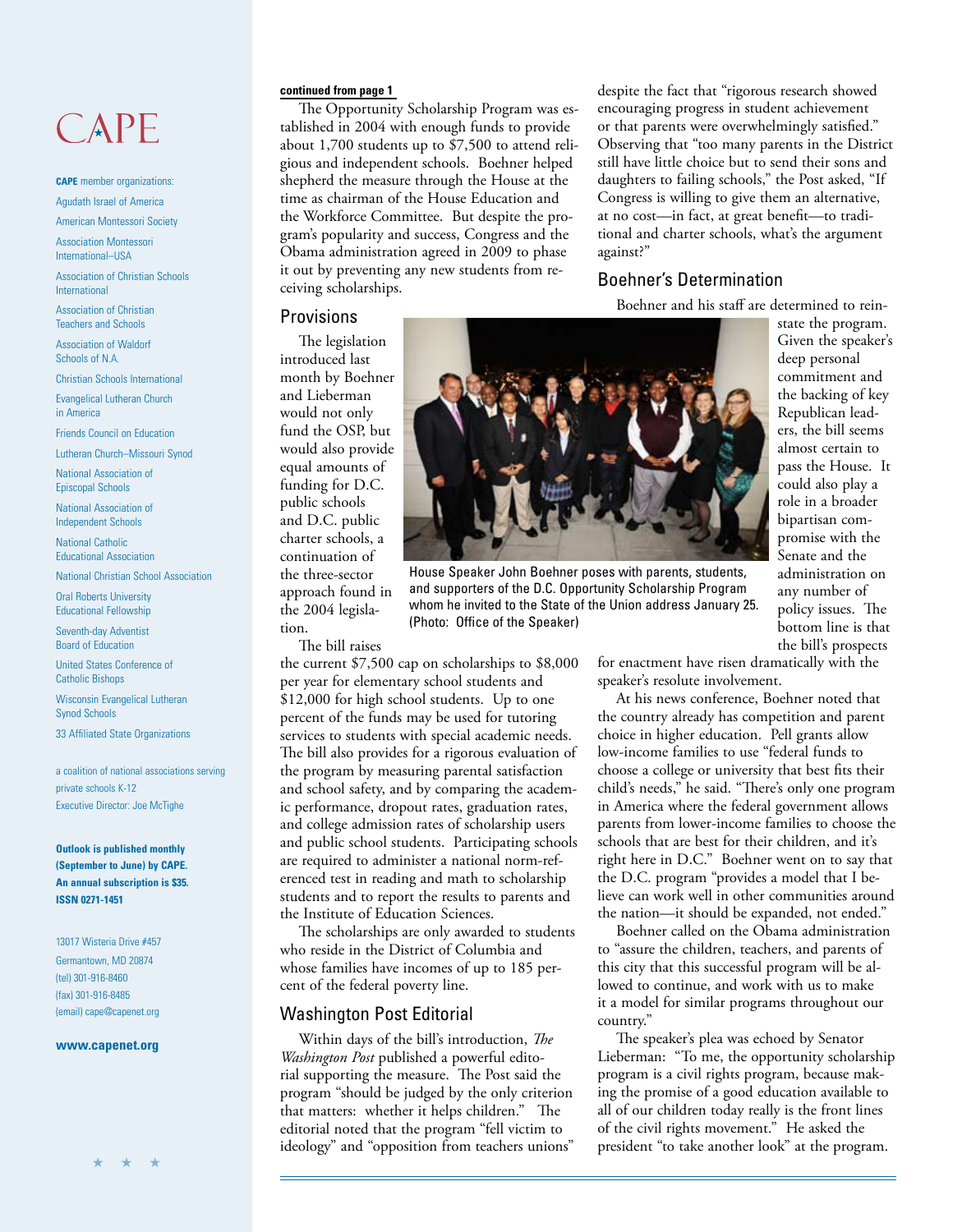# CAPE

**CAPE** member organizations:

Agudath Israel of America

American Montessori Society

Association Montessori International–USA

Association of Christian Schools International

Association of Christian Teachers and Schools

Association of Waldorf Schools of N.A.

Christian Schools International

Evangelical Lutheran Church in America

Friends Council on Education

Lutheran Church–Missouri Synod

National Association of Episcopal Schools

National Association of Independent Schools

National Catholic Educational Association

National Christian School Association

Oral Roberts University Educational Fellowship

Seventh-day Adventist Board of Education

United States Conference of Catholic Bishops

Wisconsin Evangelical Lutheran Synod Schools

33 Affiliated State Organizations

a coalition of national associations serving private schools K-12

Executive Director: Joe McTighe

**Outlook is published monthly (September to June) by CAPE. An annual subscription is $35. ISSN 0271-1451**

13017 Wisteria Drive #457
Germantown, MD 20874
(tel) 301-916-8460
(fax) 301-916-8485
(email) cape@capenet.org

**www.capenet.org**

**continued from page 1**

The Opportunity Scholarship Program was established in 2004 with enough funds to provide about 1,700 students up to $7,500 to attend religious and independent schools. Boehner helped shepherd the measure through the House at the time as chairman of the House Education and the Workforce Committee. But despite the program's popularity and success, Congress and the Obama administration agreed in 2009 to phase it out by preventing any new students from receiving scholarships.

## Provisions

The legislation introduced last month by Boehner and Lieberman would not only fund the OSP, but would also provide equal amounts of funding for D.C. public schools and D.C. public charter schools, a continuation of the three-sector approach found in the 2004 legislation.

House Speaker John Boehner poses with parents, students, and supporters of the D.C. Opportunity Scholarship Program whom he invited to the State of the Union address January 25. (Photo: Office of the Speaker)

The bill raises the current $7,500 cap on scholarships to $8,000 per year for elementary school students and $12,000 for high school students. Up to one percent of the funds may be used for tutoring services to students with special academic needs. The bill also provides for a rigorous evaluation of the program by measuring parental satisfaction and school safety, and by comparing the academic performance, dropout rates, graduation rates, and college admission rates of scholarship users and public school students. Participating schools are required to administer a national norm-referenced test in reading and math to scholarship students and to report the results to parents and the Institute of Education Sciences.

The scholarships are only awarded to students who reside in the District of Columbia and whose families have incomes of up to 185 percent of the federal poverty line.

## Washington Post Editorial

Within days of the bill's introduction, *The Washington Post* published a powerful editorial supporting the measure. The Post said the program "should be judged by the only criterion that matters: whether it helps children." The editorial noted that the program "fell victim to ideology" and "opposition from teachers unions" despite the fact that "rigorous research showed encouraging progress in student achievement or that parents were overwhelmingly satisfied." Observing that "too many parents in the District still have little choice but to send their sons and daughters to failing schools," the Post asked, "If Congress is willing to give them an alternative, at no cost—in fact, at great benefit—to traditional and charter schools, what's the argument against?"

## Boehner's Determination

Boehner and his staff are determined to reinstate the program. Given the speaker's deep personal commitment and the backing of key Republican leaders, the bill seems almost certain to pass the House. It could also play a role in a broader bipartisan compromise with the Senate and the administration on any number of policy issues. The bottom line is that the bill's prospects for enactment have risen dramatically with the speaker's resolute involvement.

At his news conference, Boehner noted that the country already has competition and parent choice in higher education. Pell grants allow low-income families to use "federal funds to choose a college or university that best fits their child's needs," he said. "There's only one program in America where the federal government allows parents from lower-income families to choose the schools that are best for their children, and it's right here in D.C." Boehner went on to say that the D.C. program "provides a model that I believe can work well in other communities around the nation—it should be expanded, not ended."

Boehner called on the Obama administration to "assure the children, teachers, and parents of this city that this successful program will be allowed to continue, and work with us to make it a model for similar programs throughout our country."

The speaker's plea was echoed by Senator Lieberman: "To me, the opportunity scholarship program is a civil rights program, because making the promise of a good education available to all of our children today really is the front lines of the civil rights movement." He asked the president "to take another look" at the program.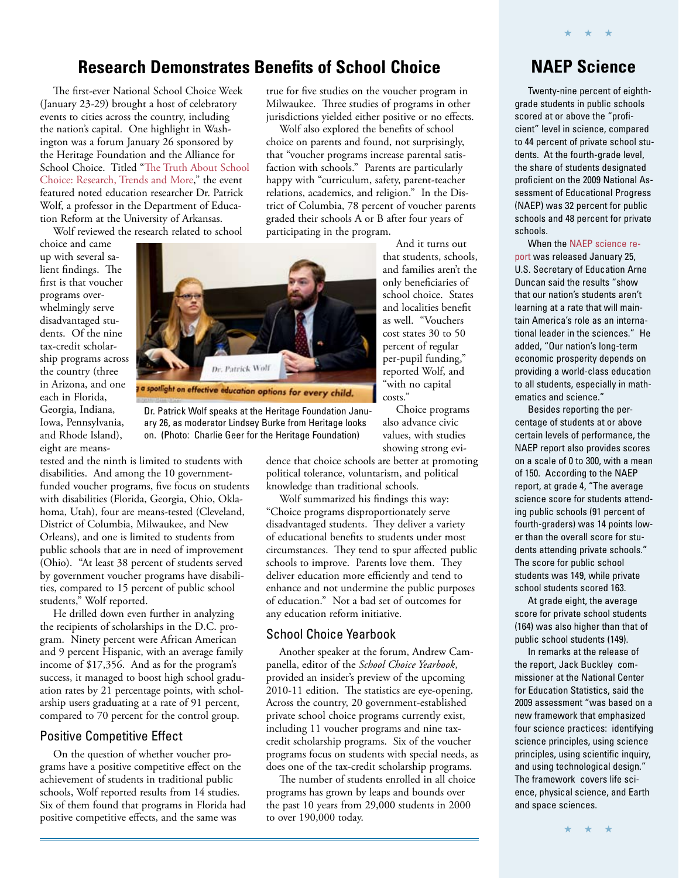## Research Demonstrates Benefits of School Choice

The first-ever National School Choice Week (January 23-29) brought a host of celebratory events to cities across the country, including the nation's capital. One highlight in Washington was a forum January 26 sponsored by the Heritage Foundation and the Alliance for School Choice. Titled "The Truth About School Choice: Research, Trends and More," the event featured noted education researcher Dr. Patrick Wolf, a professor in the Department of Education Reform at the University of Arkansas.

Wolf reviewed the research related to school choice and came up with several salient findings. The first is that voucher programs overwhelmingly serve disadvantaged students. Of the nine tax-credit scholarship programs across the country (three in Arizona, and one each in Florida, Georgia, Indiana, Iowa, Pennsylvania, and Rhode Island), eight are means-tested and the ninth is limited to students with disabilities. And among the 10 government-funded voucher programs, five focus on students with disabilities (Florida, Georgia, Ohio, Oklahoma, Utah), four are means-tested (Cleveland, District of Columbia, Milwaukee, and New Orleans), and one is limited to students from public schools that are in need of improvement (Ohio). "At least 38 percent of students served by government voucher programs have disabilities, compared to 15 percent of public school students," Wolf reported.

He drilled down even further in analyzing the recipients of scholarships in the D.C. program. Ninety percent were African American and 9 percent Hispanic, with an average family income of $17,356. And as for the program's success, it managed to boost high school graduation rates by 21 percentage points, with scholarship users graduating at a rate of 91 percent, compared to 70 percent for the control group.

Dr. Patrick Wolf speaks at the Heritage Foundation January 26, as moderator Lindsey Burke from Heritage looks on. (Photo: Charlie Geer for the Heritage Foundation)

### Positive Competitive Effect

On the question of whether voucher programs have a positive competitive effect on the achievement of students in traditional public schools, Wolf reported results from 14 studies. Six of them found that programs in Florida had positive competitive effects, and the same was true for five studies on the voucher program in Milwaukee. Three studies of programs in other jurisdictions yielded either positive or no effects.

Wolf also explored the benefits of school choice on parents and found, not surprisingly, that "voucher programs increase parental satisfaction with schools." Parents are particularly happy with "curriculum, safety, parent-teacher relations, academics, and religion." In the District of Columbia, 78 percent of voucher parents graded their schools A or B after four years of participating in the program.

And it turns out that students, schools, and families aren't the only beneficiaries of school choice. States and localities benefit as well. "Vouchers cost states 30 to 50 percent of regular per-pupil funding," reported Wolf, and "with no capital costs."

Choice programs also advance civic values, with studies showing strong evidence that choice schools are better at promoting political tolerance, voluntarism, and political knowledge than traditional schools.

Wolf summarized his findings this way: "Choice programs disproportionately serve disadvantaged students. They deliver a variety of educational benefits to students under most circumstances. They tend to spur affected public schools to improve. Parents love them. They deliver education more efficiently and tend to enhance and not undermine the public purposes of education." Not a bad set of outcomes for any education reform initiative.

### School Choice Yearbook

Another speaker at the forum, Andrew Campanella, editor of the *School Choice Yearbook*, provided an insider's preview of the upcoming 2010-11 edition. The statistics are eye-opening. Across the country, 20 government-established private school choice programs currently exist, including 11 voucher programs and nine tax-credit scholarship programs. Six of the voucher programs focus on students with special needs, as does one of the tax-credit scholarship programs.

The number of students enrolled in all choice programs has grown by leaps and bounds over the past 10 years from 29,000 students in 2000 to over 190,000 today.

## NAEP Science

Twenty-nine percent of eighth-grade students in public schools scored at or above the "proficient" level in science, compared to 44 percent of private school students. At the fourth-grade level, the share of students designated proficient on the 2009 National Assessment of Educational Progress (NAEP) was 32 percent for public schools and 48 percent for private schools.

When the NAEP science report was released January 25, U.S. Secretary of Education Arne Duncan said the results "show that our nation's students aren't learning at a rate that will maintain America's role as an international leader in the sciences." He added, "Our nation's long-term economic prosperity depends on providing a world-class education to all students, especially in mathematics and science."

Besides reporting the percentage of students at or above certain levels of performance, the NAEP report also provides scores on a scale of 0 to 300, with a mean of 150. According to the NAEP report, at grade 4, "The average science score for students attending public schools (91 percent of fourth-graders) was 14 points lower than the overall score for students attending private schools." The score for public school students was 149, while private school students scored 163.

At grade eight, the average score for private school students (164) was also higher than that of public school students (149).

In remarks at the release of the report, Jack Buckley commissioner at the National Center for Education Statistics, said the 2009 assessment "was based on a new framework that emphasized four science practices: identifying science principles, using science principles, using scientific inquiry, and using technological design." The framework covers life science, physical science, and Earth and space sciences.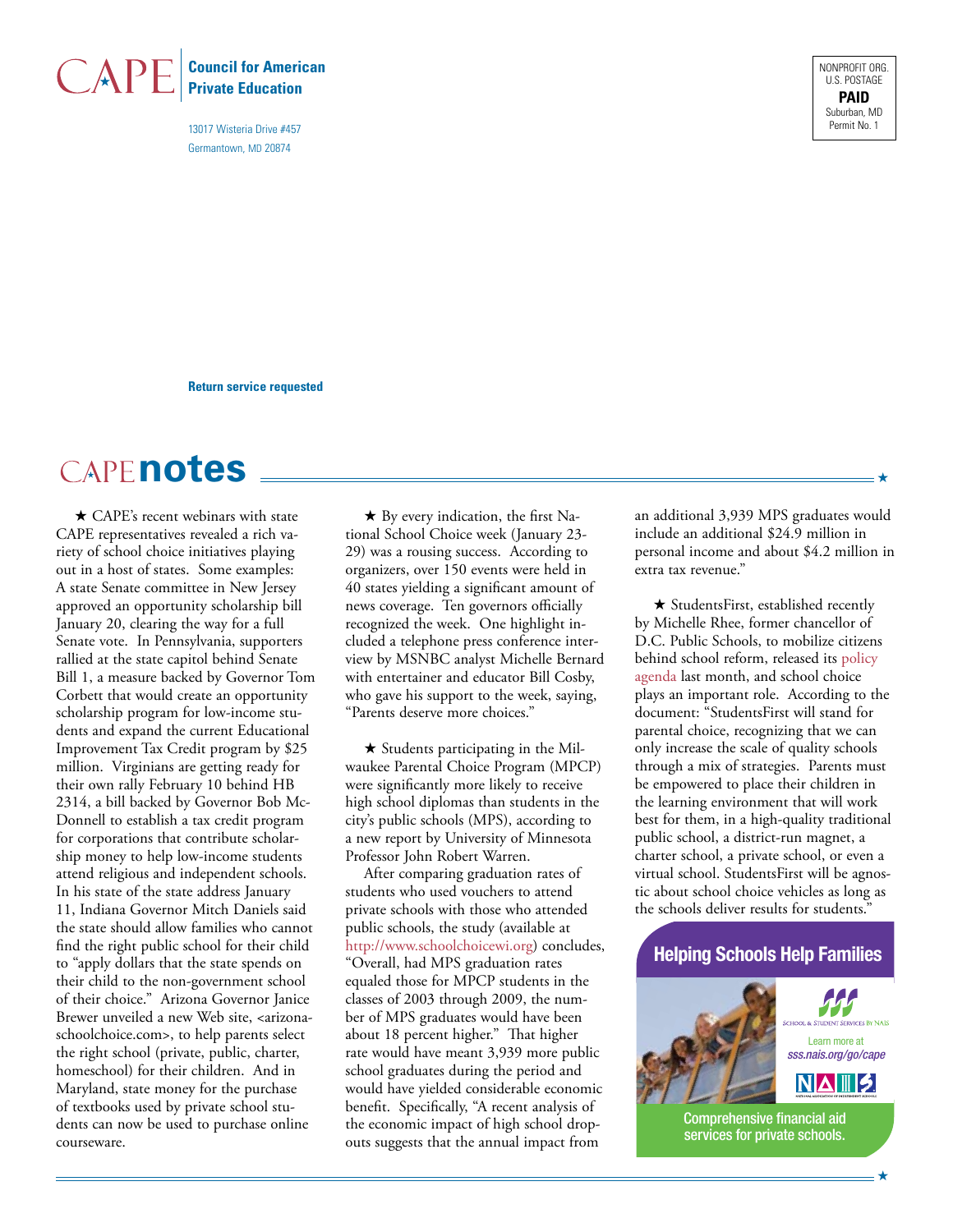# CAPE

**Council for American Private Education**

13017 Wisteria Drive #457
Germantown, MD 20874

NONPROFIT ORG.
U.S. POSTAGE
**PAID**
Suburban, MD
Permit No. 1

**Return service requested**

## CAPE notes

★ CAPE's recent webinars with state CAPE representatives revealed a rich variety of school choice initiatives playing out in a host of states. Some examples: A state Senate committee in New Jersey approved an opportunity scholarship bill January 20, clearing the way for a full Senate vote. In Pennsylvania, supporters rallied at the state capitol behind Senate Bill 1, a measure backed by Governor Tom Corbett that would create an opportunity scholarship program for low-income students and expand the current Educational Improvement Tax Credit program by $25 million. Virginians are getting ready for their own rally February 10 behind HB 2314, a bill backed by Governor Bob McDonnell to establish a tax credit program for corporations that contribute scholarship money to help low-income students attend religious and independent schools. In his state of the state address January 11, Indiana Governor Mitch Daniels said the state should allow families who cannot find the right public school for their child to "apply dollars that the state spends on their child to the non-government school of their choice." Arizona Governor Janice Brewer unveiled a new Web site, <arizonaschoolchoice.com>, to help parents select the right school (private, public, charter, homeschool) for their children. And in Maryland, state money for the purchase of textbooks used by private school students can now be used to purchase online courseware.

★ By every indication, the first National School Choice week (January 23-29) was a rousing success. According to organizers, over 150 events were held in 40 states yielding a significant amount of news coverage. Ten governors officially recognized the week. One highlight included a telephone press conference interview by MSNBC analyst Michelle Bernard with entertainer and educator Bill Cosby, who gave his support to the week, saying, "Parents deserve more choices."

★ Students participating in the Milwaukee Parental Choice Program (MPCP) were significantly more likely to receive high school diplomas than students in the city's public schools (MPS), according to a new report by University of Minnesota Professor John Robert Warren.

After comparing graduation rates of students who used vouchers to attend private schools with those who attended public schools, the study (available at http://www.schoolchoicewi.org) concludes, "Overall, had MPS graduation rates equaled those for MPCP students in the classes of 2003 through 2009, the number of MPS graduates would have been about 18 percent higher." That higher rate would have meant 3,939 more public school graduates during the period and would have yielded considerable economic benefit. Specifically, "A recent analysis of the economic impact of high school dropouts suggests that the annual impact from an additional 3,939 MPS graduates would include an additional $24.9 million in personal income and about $4.2 million in extra tax revenue."

★ StudentsFirst, established recently by Michelle Rhee, former chancellor of D.C. Public Schools, to mobilize citizens behind school reform, released its policy agenda last month, and school choice plays an important role. According to the document: "StudentsFirst will stand for parental choice, recognizing that we can only increase the scale of quality schools through a mix of strategies. Parents must be empowered to place their children in the learning environment that will work best for them, in a high-quality traditional public school, a district-run magnet, a charter school, a private school, or even a virtual school. StudentsFirst will be agnostic about school choice vehicles as long as the schools deliver results for students."

**Helping Schools Help Families**

School & Student Services by NAIS

Learn more at *sss.nais.org/go/cape*

NAIS — National Association of Independent Schools

Comprehensive financial aid services for private schools.